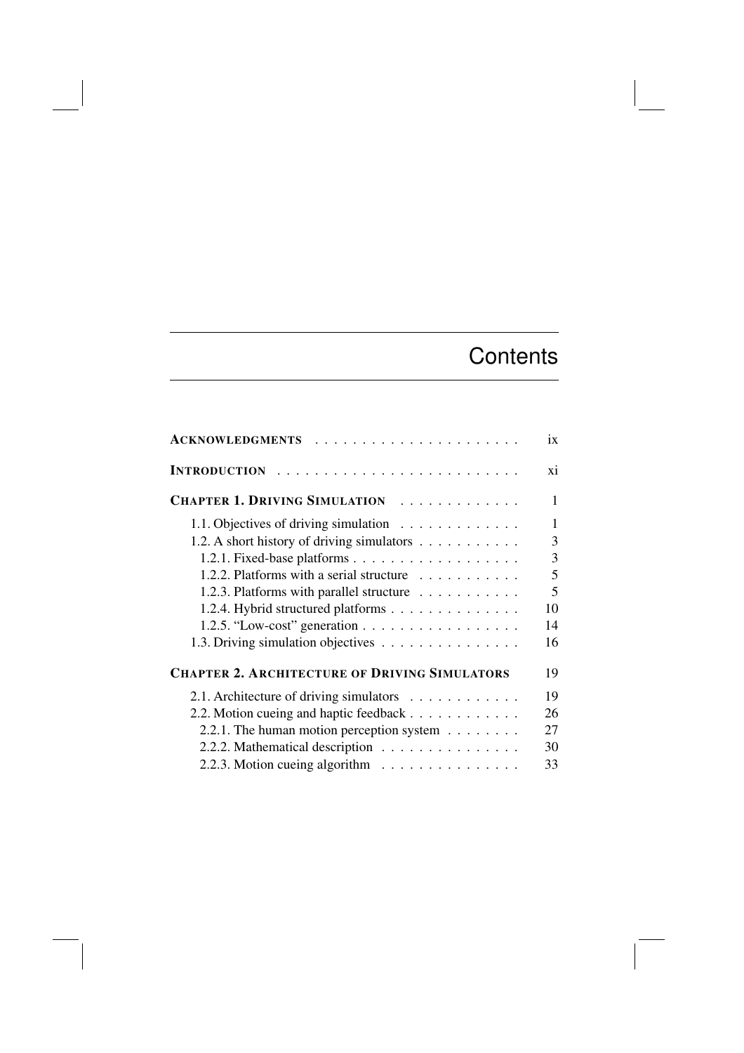# Contents

| | |
|---|---|
| **ACKNOWLEDGMENTS** | ix |
| **INTRODUCTION** | xi |
| **CHAPTER 1. DRIVING SIMULATION** | 1 |
| 1.1. Objectives of driving simulation | 1 |
| 1.2. A short history of driving simulators | 3 |
| 1.2.1. Fixed-base platforms | 3 |
| 1.2.2. Platforms with a serial structure | 5 |
| 1.2.3. Platforms with parallel structure | 5 |
| 1.2.4. Hybrid structured platforms | 10 |
| 1.2.5. "Low-cost" generation | 14 |
| 1.3. Driving simulation objectives | 16 |
| **CHAPTER 2. ARCHITECTURE OF DRIVING SIMULATORS** | 19 |
| 2.1. Architecture of driving simulators | 19 |
| 2.2. Motion cueing and haptic feedback | 26 |
| 2.2.1. The human motion perception system | 27 |
| 2.2.2. Mathematical description | 30 |
| 2.2.3. Motion cueing algorithm | 33 |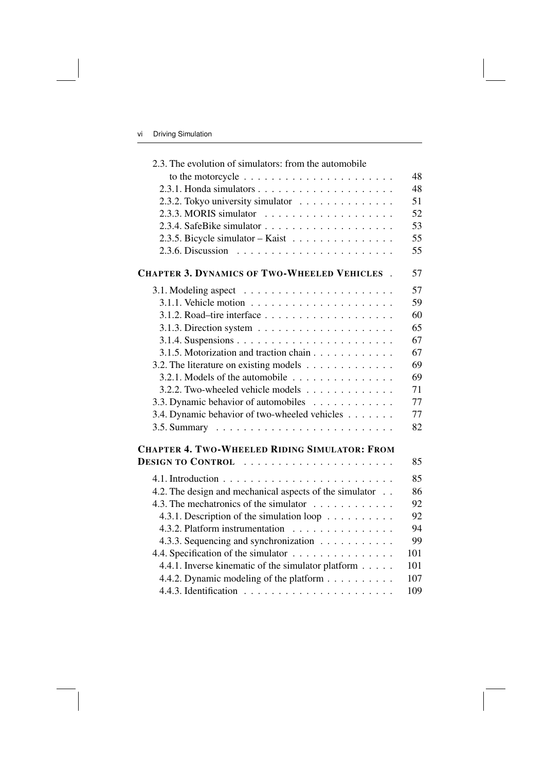2.3. The evolution of simulators: from the automobile to the motorcycle . . . . . . . . . . . . . . . . . . . . . . 48
- 2.3.1. Honda simulators . . . . . . . . . . . . . . . . . . . . 48
- 2.3.2. Tokyo university simulator . . . . . . . . . . . . . . 51
- 2.3.3. MORIS simulator . . . . . . . . . . . . . . . . . . . 52
- 2.3.4. SafeBike simulator . . . . . . . . . . . . . . . . . . . 53
- 2.3.5. Bicycle simulator – Kaist . . . . . . . . . . . . . . . 55
- 2.3.6. Discussion . . . . . . . . . . . . . . . . . . . . . . . 55

**CHAPTER 3. DYNAMICS OF TWO-WHEELED VEHICLES** . 57

3.1. Modeling aspect . . . . . . . . . . . . . . . . . . . . . . 57
- 3.1.1. Vehicle motion . . . . . . . . . . . . . . . . . . . . . 59
- 3.1.2. Road–tire interface . . . . . . . . . . . . . . . . . . . 60
- 3.1.3. Direction system . . . . . . . . . . . . . . . . . . . . 65
- 3.1.4. Suspensions . . . . . . . . . . . . . . . . . . . . . . . 67
- 3.1.5. Motorization and traction chain . . . . . . . . . . . . 67

3.2. The literature on existing models . . . . . . . . . . . . . 69
- 3.2.1. Models of the automobile . . . . . . . . . . . . . . . 69
- 3.2.2. Two-wheeled vehicle models . . . . . . . . . . . . . 71

3.3. Dynamic behavior of automobiles . . . . . . . . . . . . 77

3.4. Dynamic behavior of two-wheeled vehicles . . . . . . . 77

3.5. Summary . . . . . . . . . . . . . . . . . . . . . . . . . . 82

**CHAPTER 4. TWO-WHEELED RIDING SIMULATOR: FROM DESIGN TO CONTROL** . . . . . . . . . . . . . . . . . . . . . 85

4.1. Introduction . . . . . . . . . . . . . . . . . . . . . . . . . 85

4.2. The design and mechanical aspects of the simulator . . 86

4.3. The mechatronics of the simulator . . . . . . . . . . . . 92
- 4.3.1. Description of the simulation loop . . . . . . . . . . 92
- 4.3.2. Platform instrumentation . . . . . . . . . . . . . . . 94
- 4.3.3. Sequencing and synchronization . . . . . . . . . . . 99

4.4. Specification of the simulator . . . . . . . . . . . . . . . 101
- 4.4.1. Inverse kinematic of the simulator platform . . . . . 101
- 4.4.2. Dynamic modeling of the platform . . . . . . . . . . 107
- 4.4.3. Identification . . . . . . . . . . . . . . . . . . . . . . 109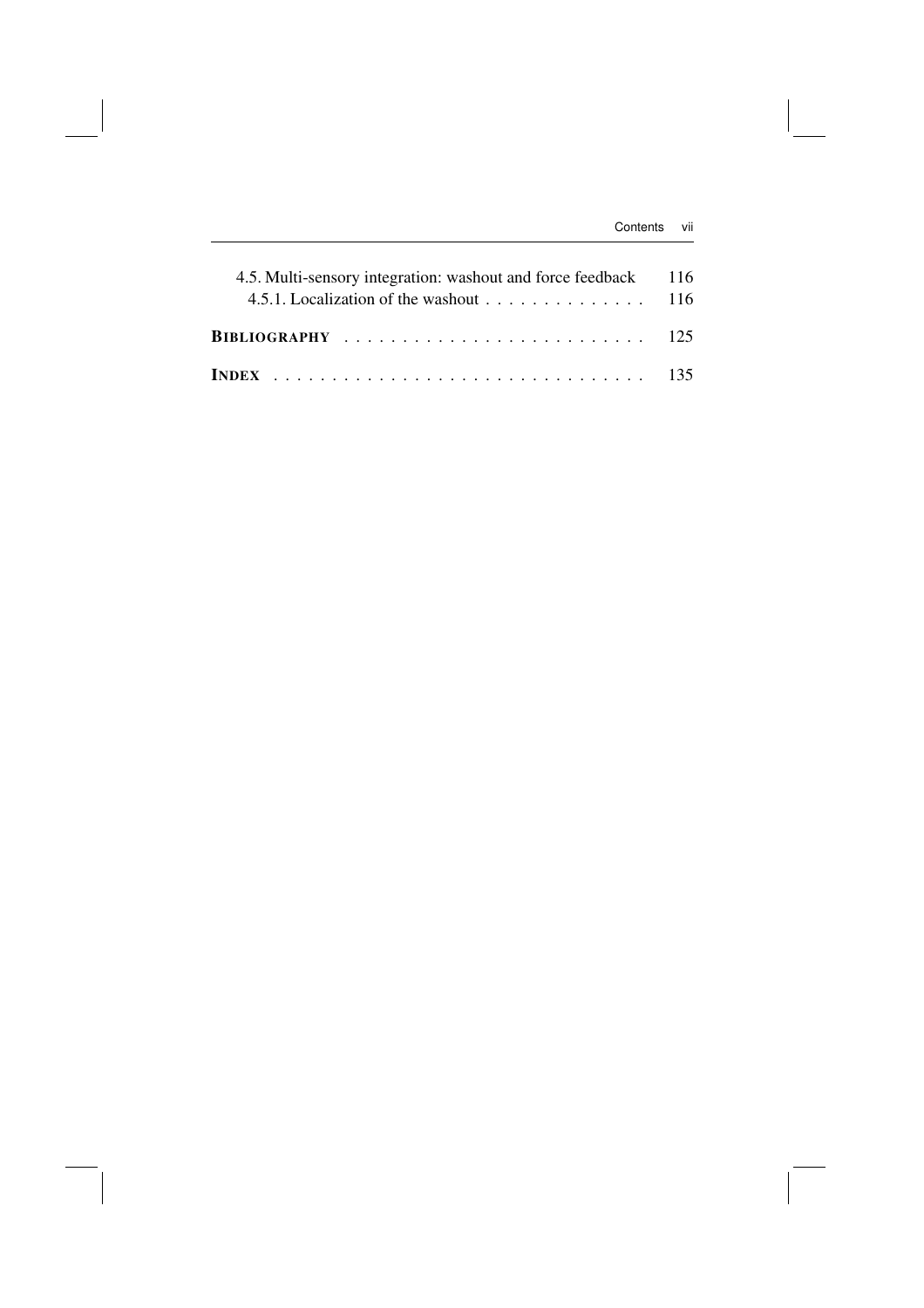4.5. Multi-sensory integration: washout and force feedback . . . 116

4.5.1. Localization of the washout . . . . . . . . . . . . . . 116

**BIBLIOGRAPHY** . . . . . . . . . . . . . . . . . . . . . . . . . . 125

**INDEX** . . . . . . . . . . . . . . . . . . . . . . . . . . . . . . . 135